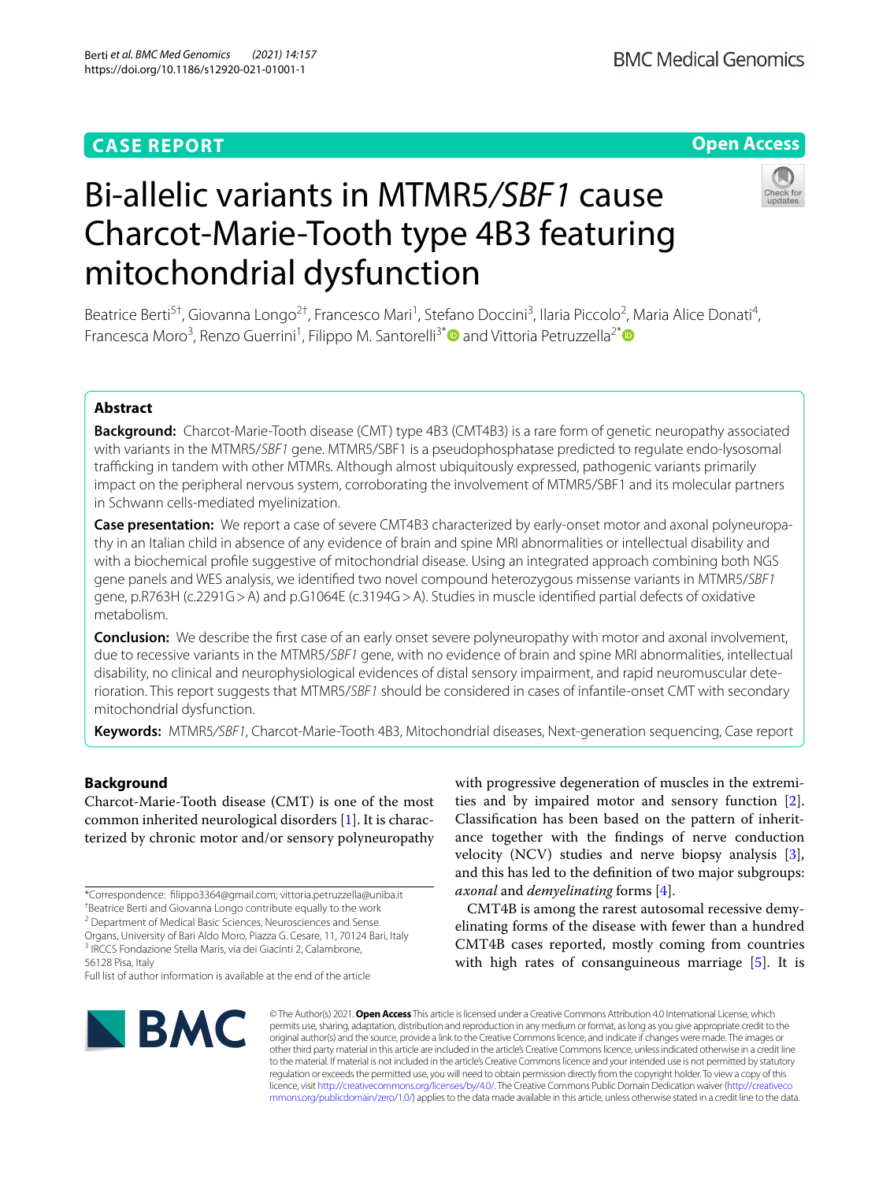CASE REPORT

Open Access

# Bi-allelic variants in MTMR5/*SBF1* cause Charcot-Marie-Tooth type 4B3 featuring mitochondrial dysfunction

Beatrice Berti[5†], Giovanna Longo[2†], Francesco Mari[1], Stefano Doccini[3], Ilaria Piccolo[2], Maria Alice Donati[4], Francesca Moro[3], Renzo Guerrini[1], Filippo M. Santorelli[3*] and Vittoria Petruzzella[2*]

## Abstract

**Background:** Charcot-Marie-Tooth disease (CMT) type 4B3 (CMT4B3) is a rare form of genetic neuropathy associated with variants in the MTMR5/*SBF1* gene. MTMR5/SBF1 is a pseudophosphatase predicted to regulate endo-lysosomal trafficking in tandem with other MTMRs. Although almost ubiquitously expressed, pathogenic variants primarily impact on the peripheral nervous system, corroborating the involvement of MTMR5/SBF1 and its molecular partners in Schwann cells-mediated myelinization.

**Case presentation:** We report a case of severe CMT4B3 characterized by early-onset motor and axonal polyneuropathy in an Italian child in absence of any evidence of brain and spine MRI abnormalities or intellectual disability and with a biochemical profile suggestive of mitochondrial disease. Using an integrated approach combining both NGS gene panels and WES analysis, we identified two novel compound heterozygous missense variants in MTMR5/*SBF1* gene, p.R763H (c.2291G > A) and p.G1064E (c.3194G > A). Studies in muscle identified partial defects of oxidative metabolism.

**Conclusion:** We describe the first case of an early onset severe polyneuropathy with motor and axonal involvement, due to recessive variants in the MTMR5/*SBF1* gene, with no evidence of brain and spine MRI abnormalities, intellectual disability, no clinical and neurophysiological evidences of distal sensory impairment, and rapid neuromuscular deterioration. This report suggests that MTMR5/*SBF1* should be considered in cases of infantile-onset CMT with secondary mitochondrial dysfunction.

**Keywords:** MTMR5/*SBF1*, Charcot-Marie-Tooth 4B3, Mitochondrial diseases, Next-generation sequencing, Case report

## Background

Charcot-Marie-Tooth disease (CMT) is one of the most common inherited neurological disorders [1]. It is characterized by chronic motor and/or sensory polyneuropathy with progressive degeneration of muscles in the extremities and by impaired motor and sensory function [2]. Classification has been based on the pattern of inheritance together with the findings of nerve conduction velocity (NCV) studies and nerve biopsy analysis [3], and this has led to the definition of two major subgroups: *axonal* and *demyelinating* forms [4].

CMT4B is among the rarest autosomal recessive demyelinating forms of the disease with fewer than a hundred CMT4B cases reported, mostly coming from countries with high rates of consanguineous marriage [5]. It is

*Correspondence: filippo3364@gmail.com; vittoria.petruzzella@uniba.it
†Beatrice Berti and Giovanna Longo contribute equally to the work
[2] Department of Medical Basic Sciences, Neurosciences and Sense Organs, University of Bari Aldo Moro, Piazza G. Cesare, 11, 70124 Bari, Italy
[3] IRCCS Fondazione Stella Maris, via dei Giacinti 2, Calambrone, 56128 Pisa, Italy
Full list of author information is available at the end of the article

© The Author(s) 2021. **Open Access** This article is licensed under a Creative Commons Attribution 4.0 International License, which permits use, sharing, adaptation, distribution and reproduction in any medium or format, as long as you give appropriate credit to the original author(s) and the source, provide a link to the Creative Commons licence, and indicate if changes were made. The images or other third party material in this article are included in the article's Creative Commons licence, unless indicated otherwise in a credit line to the material. If material is not included in the article's Creative Commons licence and your intended use is not permitted by statutory regulation or exceeds the permitted use, you will need to obtain permission directly from the copyright holder. To view a copy of this licence, visit http://creativecommons.org/licenses/by/4.0/. The Creative Commons Public Domain Dedication waiver (http://creativecommons.org/publicdomain/zero/1.0/) applies to the data made available in this article, unless otherwise stated in a credit line to the data.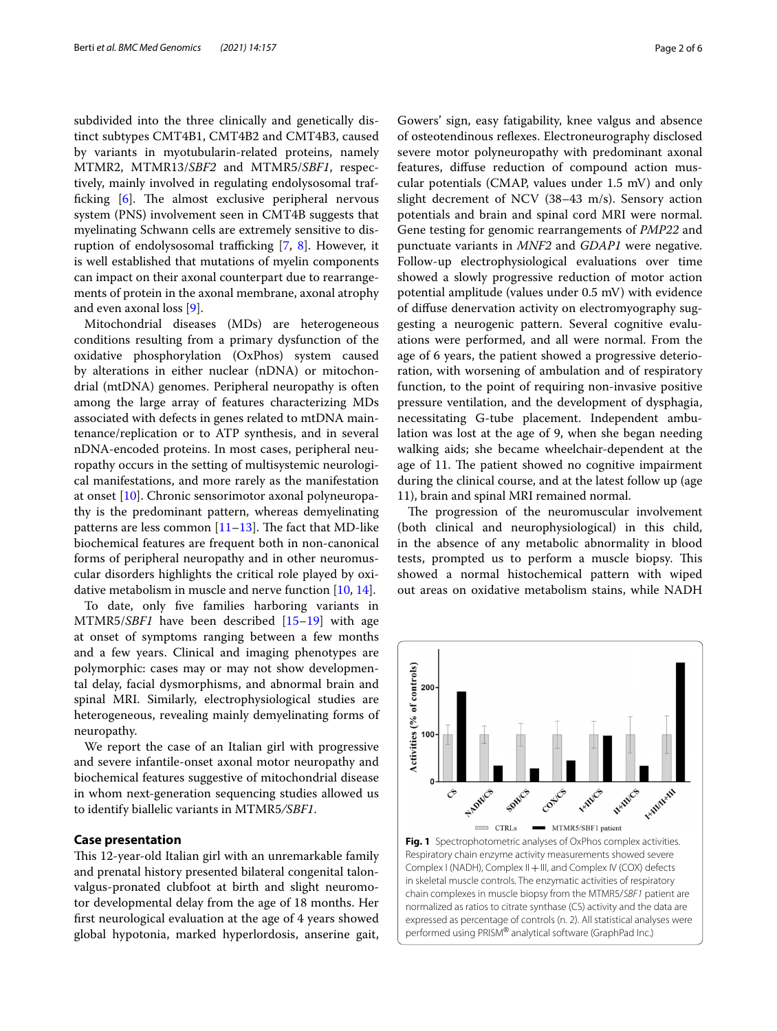subdivided into the three clinically and genetically distinct subtypes CMT4B1, CMT4B2 and CMT4B3, caused by variants in myotubularin-related proteins, namely MTMR2, MTMR13/*SBF2* and MTMR5/*SBF1*, respectively, mainly involved in regulating endolysosomal trafficking [6]. The almost exclusive peripheral nervous system (PNS) involvement seen in CMT4B suggests that myelinating Schwann cells are extremely sensitive to disruption of endolysosomal trafficking [7, 8]. However, it is well established that mutations of myelin components can impact on their axonal counterpart due to rearrangements of protein in the axonal membrane, axonal atrophy and even axonal loss [9].

Mitochondrial diseases (MDs) are heterogeneous conditions resulting from a primary dysfunction of the oxidative phosphorylation (OxPhos) system caused by alterations in either nuclear (nDNA) or mitochondrial (mtDNA) genomes. Peripheral neuropathy is often among the large array of features characterizing MDs associated with defects in genes related to mtDNA maintenance/replication or to ATP synthesis, and in several nDNA-encoded proteins. In most cases, peripheral neuropathy occurs in the setting of multisystemic neurological manifestations, and more rarely as the manifestation at onset [10]. Chronic sensorimotor axonal polyneuropathy is the predominant pattern, whereas demyelinating patterns are less common [11–13]. The fact that MD-like biochemical features are frequent both in non-canonical forms of peripheral neuropathy and in other neuromuscular disorders highlights the critical role played by oxidative metabolism in muscle and nerve function [10, 14].

To date, only five families harboring variants in MTMR5/*SBF1* have been described [15–19] with age at onset of symptoms ranging between a few months and a few years. Clinical and imaging phenotypes are polymorphic: cases may or may not show developmental delay, facial dysmorphisms, and abnormal brain and spinal MRI. Similarly, electrophysiological studies are heterogeneous, revealing mainly demyelinating forms of neuropathy.

We report the case of an Italian girl with progressive and severe infantile-onset axonal motor neuropathy and biochemical features suggestive of mitochondrial disease in whom next-generation sequencing studies allowed us to identify biallelic variants in MTMR5*/SBF1*.

## Case presentation

This 12-year-old Italian girl with an unremarkable family and prenatal history presented bilateral congenital talon-valgus-pronated clubfoot at birth and slight neuromotor developmental delay from the age of 18 months. Her first neurological evaluation at the age of 4 years showed global hypotonia, marked hyperlordosis, anserine gait, Gowers' sign, easy fatigability, knee valgus and absence of osteotendinous reflexes. Electroneurography disclosed severe motor polyneuropathy with predominant axonal features, diffuse reduction of compound action muscular potentials (CMAP, values under 1.5 mV) and only slight decrement of NCV (38–43 m/s). Sensory action potentials and brain and spinal cord MRI were normal. Gene testing for genomic rearrangements of *PMP22* and punctuate variants in *MNF2* and *GDAP1* were negative. Follow-up electrophysiological evaluations over time showed a slowly progressive reduction of motor action potential amplitude (values under 0.5 mV) with evidence of diffuse denervation activity on electromyography suggesting a neurogenic pattern. Several cognitive evaluations were performed, and all were normal. From the age of 6 years, the patient showed a progressive deterioration, with worsening of ambulation and of respiratory function, to the point of requiring non-invasive positive pressure ventilation, and the development of dysphagia, necessitating G-tube placement. Independent ambulation was lost at the age of 9, when she began needing walking aids; she became wheelchair-dependent at the age of 11. The patient showed no cognitive impairment during the clinical course, and at the latest follow up (age 11), brain and spinal MRI remained normal.

The progression of the neuromuscular involvement (both clinical and neurophysiological) in this child, in the absence of any metabolic abnormality in blood tests, prompted us to perform a muscle biopsy. This showed a normal histochemical pattern with wiped out areas on oxidative metabolism stains, while NADH

**Fig. 1** Spectrophotometric analyses of OxPhos complex activities. Respiratory chain enzyme activity measurements showed severe Complex I (NADH), Complex II + III, and Complex IV (COX) defects in skeletal muscle controls. The enzymatic activities of respiratory chain complexes in muscle biopsy from the MTMR5/*SBF1* patient are normalized as ratios to citrate synthase (CS) activity and the data are expressed as percentage of controls (n. 2). All statistical analyses were performed using PRISM® analytical software (GraphPad Inc.)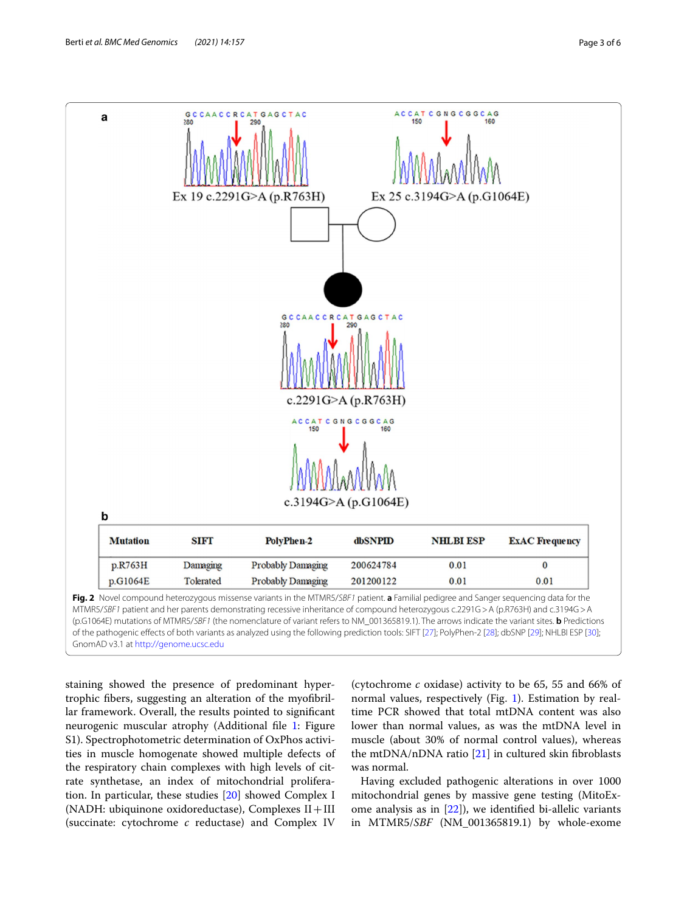| Mutation | SIFT | PolyPhen-2 | dbSNPID | NHLBI ESP | ExAC Frequency |
|---|---|---|---|---|---|
| p.R763H | Damaging | Probably Damaging | 200624784 | 0.01 | 0 |
| p.G1064E | Tolerated | Probably Damaging | 201200122 | 0.01 | 0.01 |

**Fig. 2** Novel compound heterozygous missense variants in the MTMR5/*SBF1* patient. **a** Familial pedigree and Sanger sequencing data for the MTMR5/*SBF1* patient and her parents demonstrating recessive inheritance of compound heterozygous c.2291G > A (p.R763H) and c.3194G > A (p.G1064E) mutations of MTMR5/*SBF1* (the nomenclature of variant refers to NM_001365819.1). The arrows indicate the variant sites. **b** Predictions of the pathogenic effects of both variants as analyzed using the following prediction tools: SIFT [27]; PolyPhen-2 [28]; dbSNP [29]; NHLBI ESP [30]; GnomAD v3.1 at http://genome.ucsc.edu

staining showed the presence of predominant hypertrophic fibers, suggesting an alteration of the myofibrillar framework. Overall, the results pointed to significant neurogenic muscular atrophy (Additional file 1: Figure S1). Spectrophotometric determination of OxPhos activities in muscle homogenate showed multiple defects of the respiratory chain complexes with high levels of citrate synthetase, an index of mitochondrial proliferation. In particular, these studies [20] showed Complex I (NADH: ubiquinone oxidoreductase), Complexes II + III (succinate: cytochrome *c* reductase) and Complex IV (cytochrome *c* oxidase) activity to be 65, 55 and 66% of normal values, respectively (Fig. 1). Estimation by real-time PCR showed that total mtDNA content was also lower than normal values, as was the mtDNA level in muscle (about 30% of normal control values), whereas the mtDNA/nDNA ratio [21] in cultured skin fibroblasts was normal.

Having excluded pathogenic alterations in over 1000 mitochondrial genes by massive gene testing (MitoExome analysis as in [22]), we identified bi-allelic variants in MTMR5/*SBF* (NM_001365819.1) by whole-exome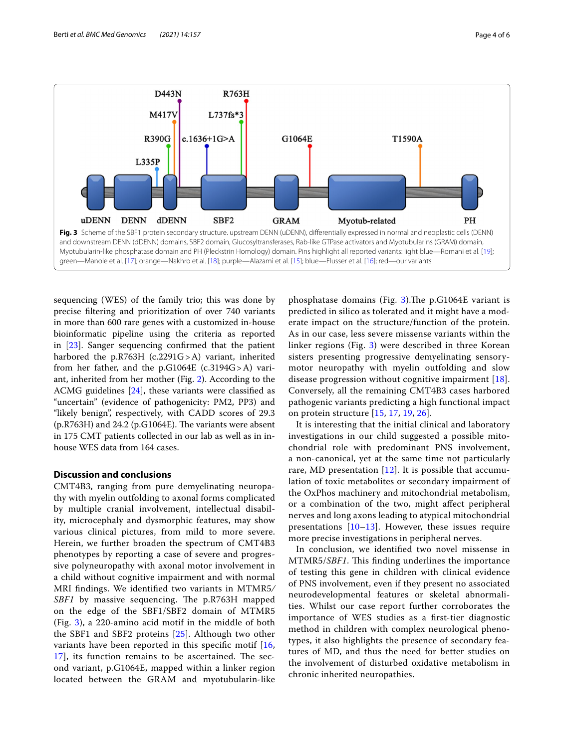Fig. 3 Scheme of the SBF1 protein secondary structure. upstream DENN (uDENN), differentially expressed in normal and neoplastic cells (DENN) and downstream DENN (dDENN) domains, SBF2 domain, Glucosyltransferases, Rab-like GTPase activators and Myotubularins (GRAM) domain, Myotubularin-like phosphatase domain and PH (Pleckstrin Homology) domain. Pins highlight all reported variants: light blue—Romani et al. [19]; green—Manole et al. [17]; orange—Nakhro et al. [18]; purple—Alazami et al. [15]; blue—Flusser et al. [16]; red—our variants

sequencing (WES) of the family trio; this was done by precise filtering and prioritization of over 740 variants in more than 600 rare genes with a customized in-house bioinformatic pipeline using the criteria as reported in [23]. Sanger sequencing confirmed that the patient harbored the p.R763H (c.2291G > A) variant, inherited from her father, and the p.G1064E (c.3194G > A) variant, inherited from her mother (Fig. 2). According to the ACMG guidelines [24], these variants were classified as "uncertain" (evidence of pathogenicity: PM2, PP3) and "likely benign", respectively, with CADD scores of 29.3 (p.R763H) and 24.2 (p.G1064E). The variants were absent in 175 CMT patients collected in our lab as well as in in-house WES data from 164 cases.

## Discussion and conclusions

CMT4B3, ranging from pure demyelinating neuropathy with myelin outfolding to axonal forms complicated by multiple cranial involvement, intellectual disability, microcephaly and dysmorphic features, may show various clinical pictures, from mild to more severe. Herein, we further broaden the spectrum of CMT4B3 phenotypes by reporting a case of severe and progressive polyneuropathy with axonal motor involvement in a child without cognitive impairment and with normal MRI findings. We identified two variants in MTMR5/*SBF1* by massive sequencing. The p.R763H mapped on the edge of the SBF1/SBF2 domain of MTMR5 (Fig. 3), a 220-amino acid motif in the middle of both the SBF1 and SBF2 proteins [25]. Although two other variants have been reported in this specific motif [16, 17], its function remains to be ascertained. The second variant, p.G1064E, mapped within a linker region located between the GRAM and myotubularin-like phosphatase domains (Fig. 3).The p.G1064E variant is predicted in silico as tolerated and it might have a moderate impact on the structure/function of the protein. As in our case, less severe missense variants within the linker regions (Fig. 3) were described in three Korean sisters presenting progressive demyelinating sensory-motor neuropathy with myelin outfolding and slow disease progression without cognitive impairment [18]. Conversely, all the remaining CMT4B3 cases harbored pathogenic variants predicting a high functional impact on protein structure [15, 17, 19, 26].

It is interesting that the initial clinical and laboratory investigations in our child suggested a possible mitochondrial role with predominant PNS involvement, a non-canonical, yet at the same time not particularly rare, MD presentation [12]. It is possible that accumulation of toxic metabolites or secondary impairment of the OxPhos machinery and mitochondrial metabolism, or a combination of the two, might affect peripheral nerves and long axons leading to atypical mitochondrial presentations [10–13]. However, these issues require more precise investigations in peripheral nerves.

In conclusion, we identified two novel missense in MTMR5/*SBF1*. This finding underlines the importance of testing this gene in children with clinical evidence of PNS involvement, even if they present no associated neurodevelopmental features or skeletal abnormalities. Whilst our case report further corroborates the importance of WES studies as a first-tier diagnostic method in children with complex neurological phenotypes, it also highlights the presence of secondary features of MD, and thus the need for better studies on the involvement of disturbed oxidative metabolism in chronic inherited neuropathies.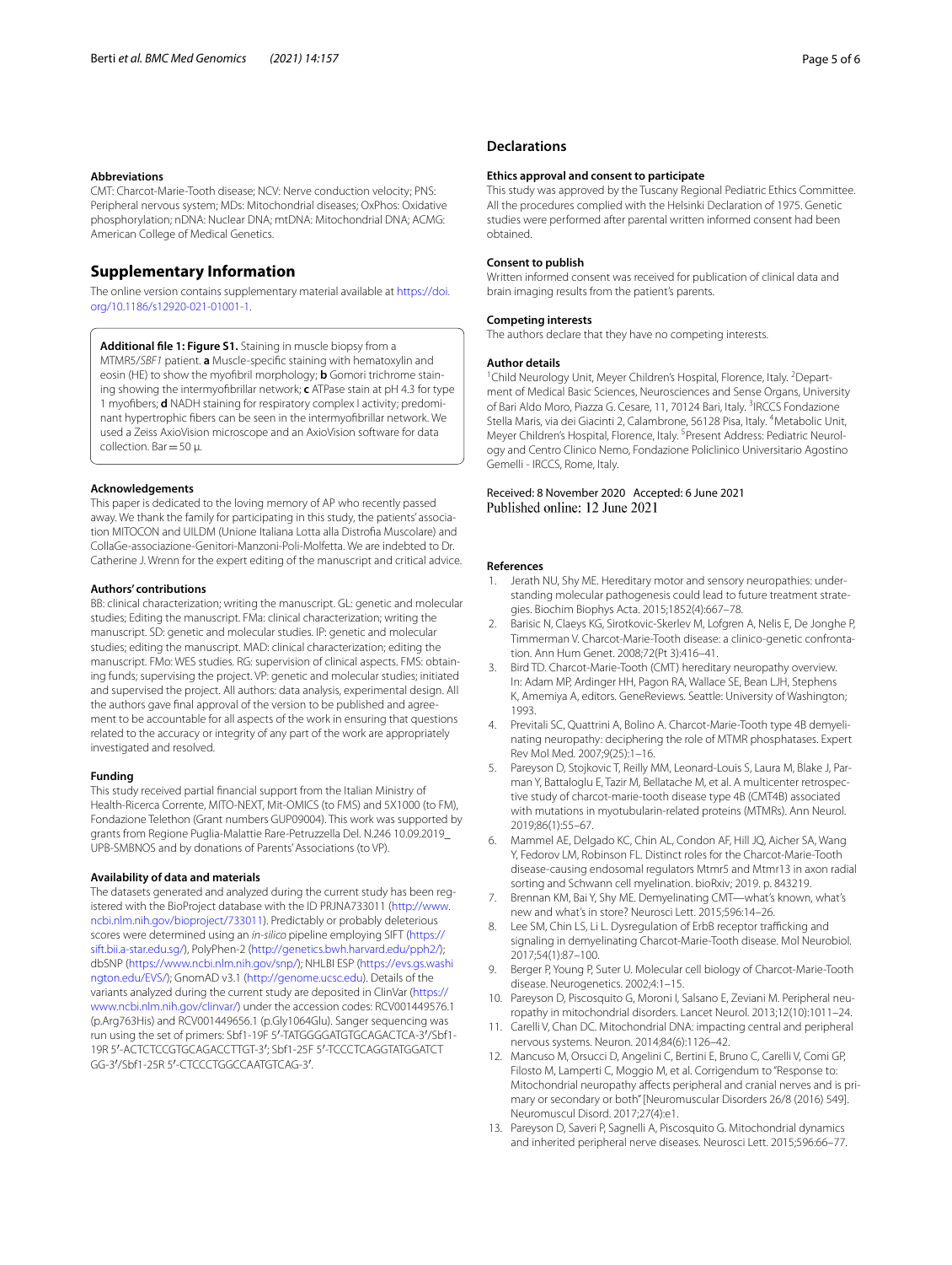## Abbreviations

CMT: Charcot-Marie-Tooth disease; NCV: Nerve conduction velocity; PNS: Peripheral nervous system; MDs: Mitochondrial diseases; OxPhos: Oxidative phosphorylation; nDNA: Nuclear DNA; mtDNA: Mitochondrial DNA; ACMG: American College of Medical Genetics.

## Supplementary Information

The online version contains supplementary material available at https://doi.org/10.1186/s12920-021-01001-1.

**Additional file 1: Figure S1.** Staining in muscle biopsy from a MTMR5/*SBF1* patient. **a** Muscle-specific staining with hematoxylin and eosin (HE) to show the myofibril morphology; **b** Gomori trichrome staining showing the intermyofibrillar network; **c** ATPase stain at pH 4.3 for type 1 myofibers; **d** NADH staining for respiratory complex I activity; predominant hypertrophic fibers can be seen in the intermyofibrillar network. We used a Zeiss AxioVision microscope and an AxioVision software for data collection. Bar = 50 μ.

### Acknowledgements

This paper is dedicated to the loving memory of AP who recently passed away. We thank the family for participating in this study, the patients' association MITOCON and UILDM (Unione Italiana Lotta alla Distrofia Muscolare) and CollaGe-associazione-Genitori-Manzoni-Poli-Molfetta. We are indebted to Dr. Catherine J. Wrenn for the expert editing of the manuscript and critical advice.

### Authors' contributions

BB: clinical characterization; writing the manuscript. GL: genetic and molecular studies; Editing the manuscript. FMa: clinical characterization; writing the manuscript. SD: genetic and molecular studies. IP: genetic and molecular studies; editing the manuscript. MAD: clinical characterization; editing the manuscript. FMo: WES studies. RG: supervision of clinical aspects. FMS: obtaining funds; supervising the project. VP: genetic and molecular studies; initiated and supervised the project. All authors: data analysis, experimental design. All the authors gave final approval of the version to be published and agreement to be accountable for all aspects of the work in ensuring that questions related to the accuracy or integrity of any part of the work are appropriately investigated and resolved.

### Funding

This study received partial financial support from the Italian Ministry of Health-Ricerca Corrente, MITO-NEXT, Mit-OMICS (to FMS) and 5X1000 (to FM), Fondazione Telethon (Grant numbers GUP09004). This work was supported by grants from Regione Puglia-Malattie Rare-Petruzzella Del. N.246 10.09.2019_UPB-SMBNOS and by donations of Parents' Associations (to VP).

### Availability of data and materials

The datasets generated and analyzed during the current study has been registered with the BioProject database with the ID PRJNA733011 (http://www.ncbi.nlm.nih.gov/bioproject/733011). Predictably or probably deleterious scores were determined using an *in-silico* pipeline employing SIFT (https://sift.bii.a-star.edu.sg/), PolyPhen-2 (http://genetics.bwh.harvard.edu/pph2/); dbSNP (https://www.ncbi.nlm.nih.gov/snp/); NHLBI ESP (https://evs.gs.washington.edu/EVS/); GnomAD v3.1 (http://genome.ucsc.edu). Details of the variants analyzed during the current study are deposited in ClinVar (https://www.ncbi.nlm.nih.gov/clinvar/) under the accession codes: RCV001449576.1 (p.Arg763His) and RCV001449656.1 (p.Gly1064Glu). Sanger sequencing was run using the set of primers: Sbf1-19F 5′-TATGGGGATGTGCAGACTCA-3′/Sbf1-19R 5′-ACTCTCCGTGCAGACCTTGT-3′; Sbf1-25F 5′-TCCCTCAGGTATGGATCTGG-3′/Sbf1-25R 5′-CTCCCTGGCCAATGTCAG-3′.

## Declarations

### Ethics approval and consent to participate

This study was approved by the Tuscany Regional Pediatric Ethics Committee. All the procedures complied with the Helsinki Declaration of 1975. Genetic studies were performed after parental written informed consent had been obtained.

### Consent to publish

Written informed consent was received for publication of clinical data and brain imaging results from the patient's parents.

### Competing interests

The authors declare that they have no competing interests.

### Author details

[1] Child Neurology Unit, Meyer Children's Hospital, Florence, Italy. [2] Department of Medical Basic Sciences, Neurosciences and Sense Organs, University of Bari Aldo Moro, Piazza G. Cesare, 11, 70124 Bari, Italy. [3] IRCCS Fondazione Stella Maris, via dei Giacinti 2, Calambrone, 56128 Pisa, Italy. [4] Metabolic Unit, Meyer Children's Hospital, Florence, Italy. [5] Present Address: Pediatric Neurology and Centro Clinico Nemo, Fondazione Policlinico Universitario Agostino Gemelli - IRCCS, Rome, Italy.

Received: 8 November 2020 Accepted: 6 June 2021
Published online: 12 June 2021

### References

1. Jerath NU, Shy ME. Hereditary motor and sensory neuropathies: understanding molecular pathogenesis could lead to future treatment strategies. Biochim Biophys Acta. 2015;1852(4):667–78.
2. Barisic N, Claeys KG, Sirotkovic-Skerlev M, Lofgren A, Nelis E, De Jonghe P, Timmerman V. Charcot-Marie-Tooth disease: a clinico-genetic confrontation. Ann Hum Genet. 2008;72(Pt 3):416–41.
3. Bird TD. Charcot-Marie-Tooth (CMT) hereditary neuropathy overview. In: Adam MP, Ardinger HH, Pagon RA, Wallace SE, Bean LJH, Stephens K, Amemiya A, editors. GeneReviews. Seattle: University of Washington; 1993.
4. Previtali SC, Quattrini A, Bolino A. Charcot-Marie-Tooth type 4B demyelinating neuropathy: deciphering the role of MTMR phosphatases. Expert Rev Mol Med. 2007;9(25):1–16.
5. Pareyson D, Stojkovic T, Reilly MM, Leonard-Louis S, Laura M, Blake J, Parman Y, Battaloglu E, Tazir M, Bellatache M, et al. A multicenter retrospective study of charcot-marie-tooth disease type 4B (CMT4B) associated with mutations in myotubularin-related proteins (MTMRs). Ann Neurol. 2019;86(1):55–67.
6. Mammel AE, Delgado KC, Chin AL, Condon AF, Hill JQ, Aicher SA, Wang Y, Fedorov LM, Robinson FL. Distinct roles for the Charcot-Marie-Tooth disease-causing endosomal regulators Mtmr5 and Mtmr13 in axon radial sorting and Schwann cell myelination. bioRxiv; 2019. p. 843219.
7. Brennan KM, Bai Y, Shy ME. Demyelinating CMT—what's known, what's new and what's in store? Neurosci Lett. 2015;596:14–26.
8. Lee SM, Chin LS, Li L. Dysregulation of ErbB receptor trafficking and signaling in demyelinating Charcot-Marie-Tooth disease. Mol Neurobiol. 2017;54(1):87–100.
9. Berger P, Young P, Suter U. Molecular cell biology of Charcot-Marie-Tooth disease. Neurogenetics. 2002;4:1–15.
10. Pareyson D, Piscosquito G, Moroni I, Salsano E, Zeviani M. Peripheral neuropathy in mitochondrial disorders. Lancet Neurol. 2013;12(10):1011–24.
11. Carelli V, Chan DC. Mitochondrial DNA: impacting central and peripheral nervous systems. Neuron. 2014;84(6):1126–42.
12. Mancuso M, Orsucci D, Angelini C, Bertini E, Bruno C, Carelli V, Comi GP, Filosto M, Lamperti C, Moggio M, et al. Corrigendum to "Response to: Mitochondrial neuropathy affects peripheral and cranial nerves and is primary or secondary or both" [Neuromuscular Disorders 26/8 (2016) 549]. Neuromuscul Disord. 2017;27(4):e1.
13. Pareyson D, Saveri P, Sagnelli A, Piscosquito G. Mitochondrial dynamics and inherited peripheral nerve diseases. Neurosci Lett. 2015;596:66–77.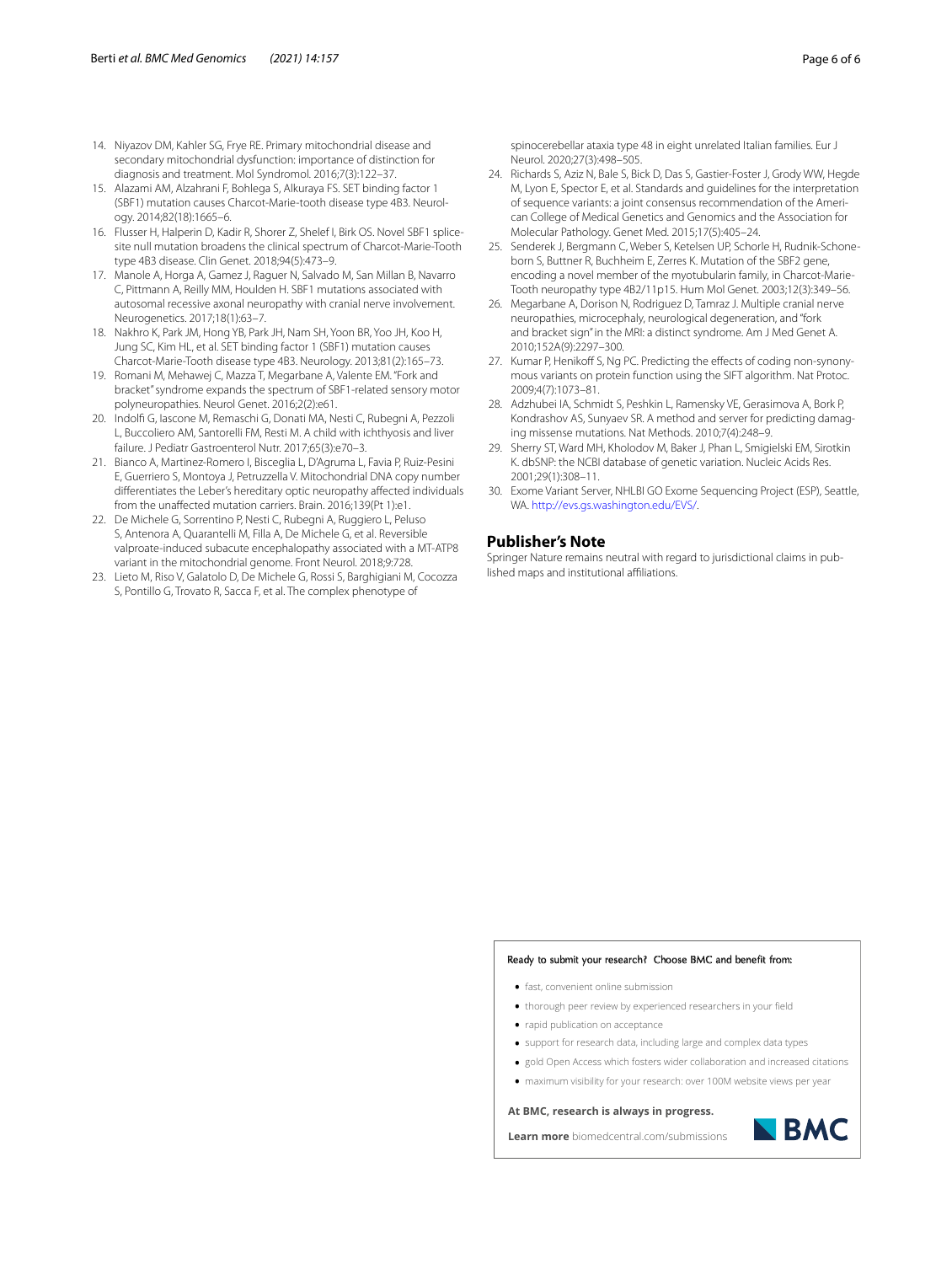14. Niyazov DM, Kahler SG, Frye RE. Primary mitochondrial disease and secondary mitochondrial dysfunction: importance of distinction for diagnosis and treatment. Mol Syndromol. 2016;7(3):122–37.
15. Alazami AM, Alzahrani F, Bohlega S, Alkuraya FS. SET binding factor 1 (SBF1) mutation causes Charcot-Marie-tooth disease type 4B3. Neurology. 2014;82(18):1665–6.
16. Flusser H, Halperin D, Kadir R, Shorer Z, Shelef I, Birk OS. Novel SBF1 splice-site null mutation broadens the clinical spectrum of Charcot-Marie-Tooth type 4B3 disease. Clin Genet. 2018;94(5):473–9.
17. Manole A, Horga A, Gamez J, Raguer N, Salvado M, San Millan B, Navarro C, Pittmann A, Reilly MM, Houlden H. SBF1 mutations associated with autosomal recessive axonal neuropathy with cranial nerve involvement. Neurogenetics. 2017;18(1):63–7.
18. Nakhro K, Park JM, Hong YB, Park JH, Nam SH, Yoon BR, Yoo JH, Koo H, Jung SC, Kim HL, et al. SET binding factor 1 (SBF1) mutation causes Charcot-Marie-Tooth disease type 4B3. Neurology. 2013;81(2):165–73.
19. Romani M, Mehawej C, Mazza T, Megarbane A, Valente EM. "Fork and bracket" syndrome expands the spectrum of SBF1-related sensory motor polyneuropathies. Neurol Genet. 2016;2(2):e61.
20. Indolfi G, Iascone M, Remaschi G, Donati MA, Nesti C, Rubegni A, Pezzoli L, Buccoliero AM, Santorelli FM, Resti M. A child with ichthyosis and liver failure. J Pediatr Gastroenterol Nutr. 2017;65(3):e70–3.
21. Bianco A, Martinez-Romero I, Bisceglia L, D'Agruma L, Favia P, Ruiz-Pesini E, Guerriero S, Montoya J, Petruzzella V. Mitochondrial DNA copy number differentiates the Leber's hereditary optic neuropathy affected individuals from the unaffected mutation carriers. Brain. 2016;139(Pt 1):e1.
22. De Michele G, Sorrentino P, Nesti C, Rubegni A, Ruggiero L, Peluso S, Antenora A, Quarantelli M, Filla A, De Michele G, et al. Reversible valproate-induced subacute encephalopathy associated with a MT-ATP8 variant in the mitochondrial genome. Front Neurol. 2018;9:728.
23. Lieto M, Riso V, Galatolo D, De Michele G, Rossi S, Barghigiani M, Cocozza S, Pontillo G, Trovato R, Sacca F, et al. The complex phenotype of spinocerebellar ataxia type 48 in eight unrelated Italian families. Eur J Neurol. 2020;27(3):498–505.
24. Richards S, Aziz N, Bale S, Bick D, Das S, Gastier-Foster J, Grody WW, Hegde M, Lyon E, Spector E, et al. Standards and guidelines for the interpretation of sequence variants: a joint consensus recommendation of the American College of Medical Genetics and Genomics and the Association for Molecular Pathology. Genet Med. 2015;17(5):405–24.
25. Senderek J, Bergmann C, Weber S, Ketelsen UP, Schorle H, Rudnik-Schoneborn S, Buttner R, Buchheim E, Zerres K. Mutation of the SBF2 gene, encoding a novel member of the myotubularin family, in Charcot-Marie-Tooth neuropathy type 4B2/11p15. Hum Mol Genet. 2003;12(3):349–56.
26. Megarbane A, Dorison N, Rodriguez D, Tamraz J. Multiple cranial nerve neuropathies, microcephaly, neurological degeneration, and "fork and bracket sign" in the MRI: a distinct syndrome. Am J Med Genet A. 2010;152A(9):2297–300.
27. Kumar P, Henikoff S, Ng PC. Predicting the effects of coding non-synonymous variants on protein function using the SIFT algorithm. Nat Protoc. 2009;4(7):1073–81.
28. Adzhubei IA, Schmidt S, Peshkin L, Ramensky VE, Gerasimova A, Bork P, Kondrashov AS, Sunyaev SR. A method and server for predicting damaging missense mutations. Nat Methods. 2010;7(4):248–9.
29. Sherry ST, Ward MH, Kholodov M, Baker J, Phan L, Smigielski EM, Sirotkin K. dbSNP: the NCBI database of genetic variation. Nucleic Acids Res. 2001;29(1):308–11.
30. Exome Variant Server, NHLBI GO Exome Sequencing Project (ESP), Seattle, WA. http://evs.gs.washington.edu/EVS/.

## Publisher's Note

Springer Nature remains neutral with regard to jurisdictional claims in published maps and institutional affiliations.

Ready to submit your research? Choose BMC and benefit from:

- fast, convenient online submission
- thorough peer review by experienced researchers in your field
- rapid publication on acceptance
- support for research data, including large and complex data types
- gold Open Access which fosters wider collaboration and increased citations
- maximum visibility for your research: over 100M website views per year

**At BMC, research is always in progress.**

**Learn more** biomedcentral.com/submissions

BMC